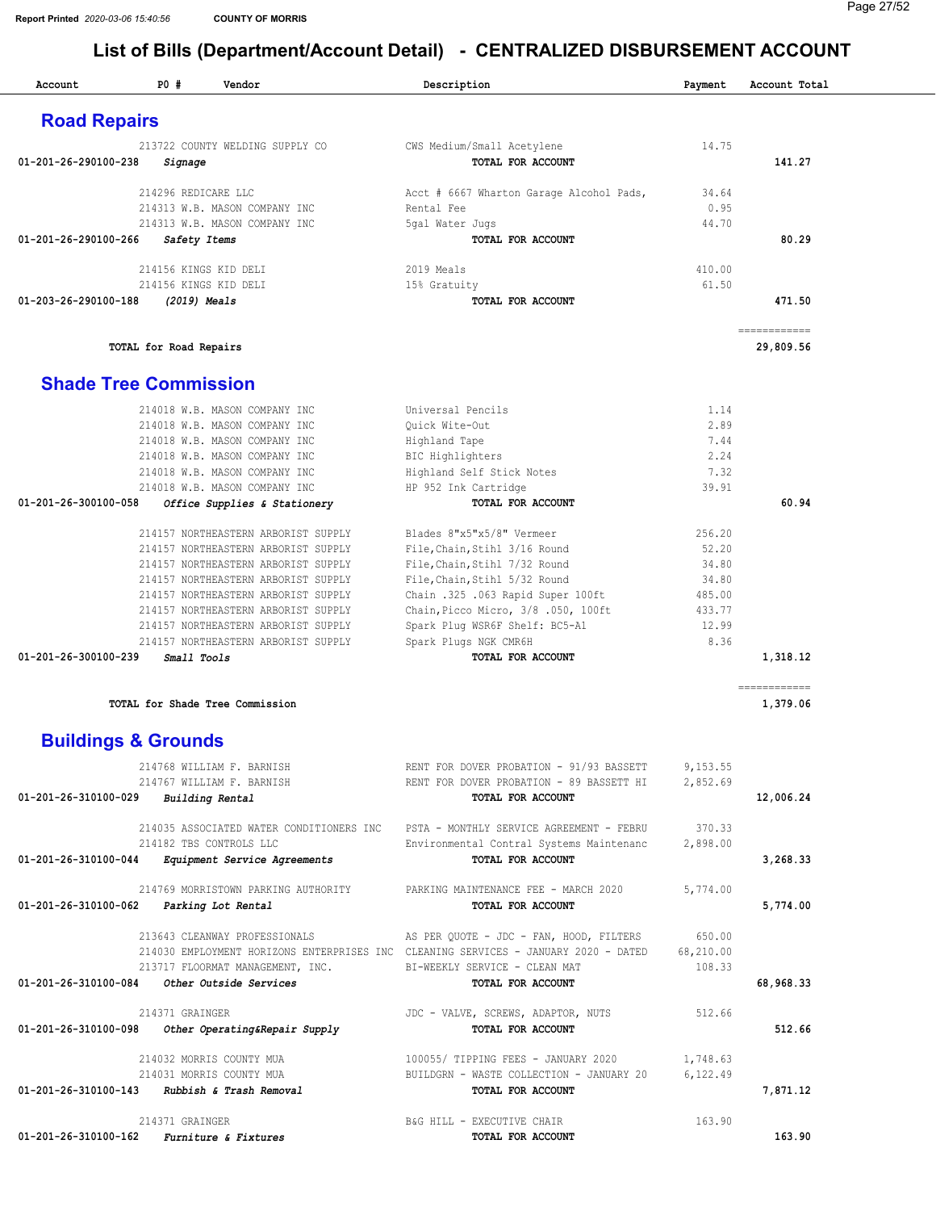COUNTY OF MORRIS

# List of Bills (Department/Account Detail) - CENTRALIZED DISBURSEMENT ACCOUNT

| Account | PO # | Vendor | Description | Payment | Account Total |
|---|---|---|---|---|---|

## Road Repairs

| Account | PO # | Vendor | Description | Payment | Account Total |
|---|---|---|---|---|---|
| | 213722 | COUNTY WELDING SUPPLY CO | CWS Medium/Small Acetylene | 14.75 | |
| 01-201-26-290100-238 | | *Signage* | **TOTAL FOR ACCOUNT** | | 141.27 |
| | 214296 | REDICARE LLC | Acct # 6667 Wharton Garage Alcohol Pads, | 34.64 | |
| | 214313 | W.B. MASON COMPANY INC | Rental Fee | 0.95 | |
| | 214313 | W.B. MASON COMPANY INC | 5gal Water Jugs | 44.70 | |
| 01-201-26-290100-266 | | *Safety Items* | **TOTAL FOR ACCOUNT** | | 80.29 |
| | 214156 | KINGS KID DELI | 2019 Meals | 410.00 | |
| | 214156 | KINGS KID DELI | 15% Gratuity | 61.50 | |
| 01-203-26-290100-188 | | *(2019) Meals* | **TOTAL FOR ACCOUNT** | | 471.50 |
| | | **TOTAL for Road Repairs** | | | 29,809.56 |

## Shade Tree Commission

| Account | PO # | Vendor | Description | Payment | Account Total |
|---|---|---|---|---|---|
| | 214018 | W.B. MASON COMPANY INC | Universal Pencils | 1.14 | |
| | 214018 | W.B. MASON COMPANY INC | Quick Wite-Out | 2.89 | |
| | 214018 | W.B. MASON COMPANY INC | Highland Tape | 7.44 | |
| | 214018 | W.B. MASON COMPANY INC | BIC Highlighters | 2.24 | |
| | 214018 | W.B. MASON COMPANY INC | Highland Self Stick Notes | 7.32 | |
| | 214018 | W.B. MASON COMPANY INC | HP 952 Ink Cartridge | 39.91 | |
| 01-201-26-300100-058 | | *Office Supplies & Stationery* | **TOTAL FOR ACCOUNT** | | 60.94 |
| | 214157 | NORTHEASTERN ARBORIST SUPPLY | Blades 8"x5"x5/8" Vermeer | 256.20 | |
| | 214157 | NORTHEASTERN ARBORIST SUPPLY | File,Chain,Stihl 3/16 Round | 52.20 | |
| | 214157 | NORTHEASTERN ARBORIST SUPPLY | File,Chain,Stihl 7/32 Round | 34.80 | |
| | 214157 | NORTHEASTERN ARBORIST SUPPLY | File,Chain,Stihl 5/32 Round | 34.80 | |
| | 214157 | NORTHEASTERN ARBORIST SUPPLY | Chain .325 .063 Rapid Super 100ft | 485.00 | |
| | 214157 | NORTHEASTERN ARBORIST SUPPLY | Chain,Picco Micro, 3/8 .050, 100ft | 433.77 | |
| | 214157 | NORTHEASTERN ARBORIST SUPPLY | Spark Plug WSR6F Shelf: BC5-A1 | 12.99 | |
| | 214157 | NORTHEASTERN ARBORIST SUPPLY | Spark Plugs NGK CMR6H | 8.36 | |
| 01-201-26-300100-239 | | *Small Tools* | **TOTAL FOR ACCOUNT** | | 1,318.12 |
| | | **TOTAL for Shade Tree Commission** | | | 1,379.06 |

## Buildings & Grounds

| Account | PO # | Vendor | Description | Payment | Account Total |
|---|---|---|---|---|---|
| | 214768 | WILLIAM F. BARNISH | RENT FOR DOVER PROBATION - 91/93 BASSETT | 9,153.55 | |
| | 214767 | WILLIAM F. BARNISH | RENT FOR DOVER PROBATION - 89 BASSETT HI | 2,852.69 | |
| 01-201-26-310100-029 | | *Building Rental* | **TOTAL FOR ACCOUNT** | | 12,006.24 |
| | 214035 | ASSOCIATED WATER CONDITIONERS INC | PSTA - MONTHLY SERVICE AGREEMENT - FEBRU | 370.33 | |
| | 214182 | TBS CONTROLS LLC | Environmental Contral Systems Maintenanc | 2,898.00 | |
| 01-201-26-310100-044 | | *Equipment Service Agreements* | **TOTAL FOR ACCOUNT** | | 3,268.33 |
| | 214769 | MORRISTOWN PARKING AUTHORITY | PARKING MAINTENANCE FEE - MARCH 2020 | 5,774.00 | |
| 01-201-26-310100-062 | | *Parking Lot Rental* | **TOTAL FOR ACCOUNT** | | 5,774.00 |
| | 213643 | CLEANWAY PROFESSIONALS | AS PER QUOTE - JDC - FAN, HOOD, FILTERS | 650.00 | |
| | 214030 | EMPLOYMENT HORIZONS ENTERPRISES INC | CLEANING SERVICES - JANUARY 2020 - DATED | 68,210.00 | |
| | 213717 | FLOORMAT MANAGEMENT, INC. | BI-WEEKLY SERVICE - CLEAN MAT | 108.33 | |
| 01-201-26-310100-084 | | *Other Outside Services* | **TOTAL FOR ACCOUNT** | | 68,968.33 |
| | 214371 | GRAINGER | JDC - VALVE, SCREWS, ADAPTOR, NUTS | 512.66 | |
| 01-201-26-310100-098 | | *Other Operating&Repair Supply* | **TOTAL FOR ACCOUNT** | | 512.66 |
| | 214032 | MORRIS COUNTY MUA | 100055/ TIPPING FEES - JANUARY 2020 | 1,748.63 | |
| | 214031 | MORRIS COUNTY MUA | BUILDGRN - WASTE COLLECTION - JANUARY 20 | 6,122.49 | |
| 01-201-26-310100-143 | | *Rubbish & Trash Removal* | **TOTAL FOR ACCOUNT** | | 7,871.12 |
| | 214371 | GRAINGER | B&G HILL - EXECUTIVE CHAIR | 163.90 | |
| 01-201-26-310100-162 | | *Furniture & Fixtures* | **TOTAL FOR ACCOUNT** | | 163.90 |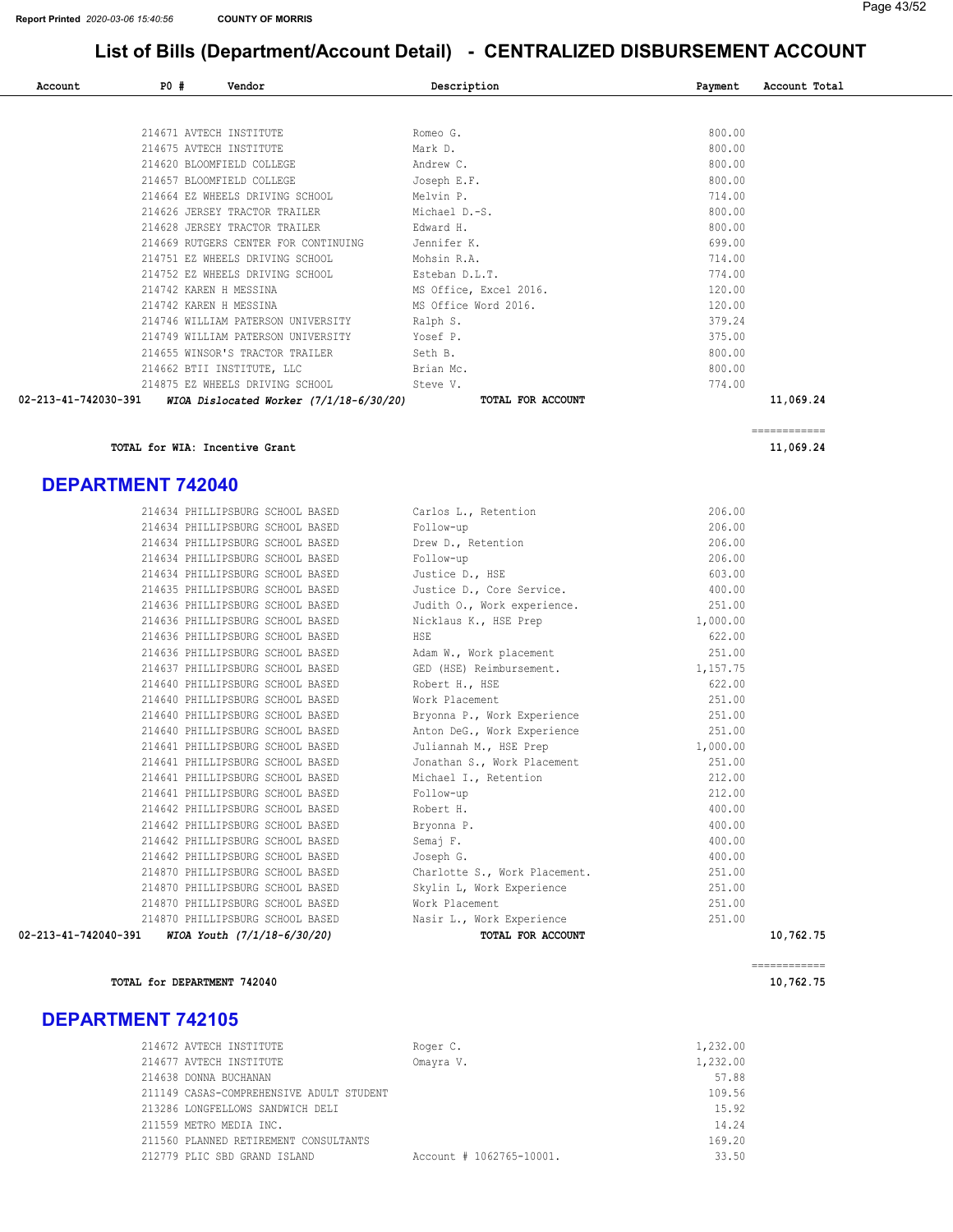COUNTY OF MORRIS

## List of Bills (Department/Account Detail) - CENTRALIZED DISBURSEMENT ACCOUNT

| Account | PO # | Vendor | Description | Payment | Account Total |
|---|---|---|---|---|---|
| | 214671 | AVTECH INSTITUTE | Romeo G. | 800.00 | |
| | 214675 | AVTECH INSTITUTE | Mark D. | 800.00 | |
| | 214620 | BLOOMFIELD COLLEGE | Andrew C. | 800.00 | |
| | 214657 | BLOOMFIELD COLLEGE | Joseph E.F. | 800.00 | |
| | 214664 | EZ WHEELS DRIVING SCHOOL | Melvin P. | 714.00 | |
| | 214626 | JERSEY TRACTOR TRAILER | Michael D.-S. | 800.00 | |
| | 214628 | JERSEY TRACTOR TRAILER | Edward H. | 800.00 | |
| | 214669 | RUTGERS CENTER FOR CONTINUING | Jennifer K. | 699.00 | |
| | 214751 | EZ WHEELS DRIVING SCHOOL | Mohsin R.A. | 714.00 | |
| | 214752 | EZ WHEELS DRIVING SCHOOL | Esteban D.L.T. | 774.00 | |
| | 214742 | KAREN H MESSINA | MS Office, Excel 2016. | 120.00 | |
| | 214742 | KAREN H MESSINA | MS Office Word 2016. | 120.00 | |
| | 214746 | WILLIAM PATERSON UNIVERSITY | Ralph S. | 379.24 | |
| | 214749 | WILLIAM PATERSON UNIVERSITY | Yosef P. | 375.00 | |
| | 214655 | WINSOR'S TRACTOR TRAILER | Seth B. | 800.00 | |
| | 214662 | BTII INSTITUTE, LLC | Brian Mc. | 800.00 | |
| | 214875 | EZ WHEELS DRIVING SCHOOL | Steve V. | 774.00 | |
| 02-213-41-742030-391 | | *WIOA Dislocated Worker (7/1/18-6/30/20)* | **TOTAL FOR ACCOUNT** | | **11,069.24** |

**TOTAL for WIA: Incentive Grant** — **11,069.24**

## DEPARTMENT 742040

| Account | PO # | Vendor | Description | Payment | Account Total |
|---|---|---|---|---|---|
| | 214634 | PHILLIPSBURG SCHOOL BASED | Carlos L., Retention | 206.00 | |
| | 214634 | PHILLIPSBURG SCHOOL BASED | Follow-up | 206.00 | |
| | 214634 | PHILLIPSBURG SCHOOL BASED | Drew D., Retention | 206.00 | |
| | 214634 | PHILLIPSBURG SCHOOL BASED | Follow-up | 206.00 | |
| | 214634 | PHILLIPSBURG SCHOOL BASED | Justice D., HSE | 603.00 | |
| | 214635 | PHILLIPSBURG SCHOOL BASED | Justice D., Core Service. | 400.00 | |
| | 214636 | PHILLIPSBURG SCHOOL BASED | Judith O., Work experience. | 251.00 | |
| | 214636 | PHILLIPSBURG SCHOOL BASED | Nicklaus K., HSE Prep | 1,000.00 | |
| | 214636 | PHILLIPSBURG SCHOOL BASED | HSE | 622.00 | |
| | 214636 | PHILLIPSBURG SCHOOL BASED | Adam W., Work placement | 251.00 | |
| | 214637 | PHILLIPSBURG SCHOOL BASED | GED (HSE) Reimbursement. | 1,157.75 | |
| | 214640 | PHILLIPSBURG SCHOOL BASED | Robert H., HSE | 622.00 | |
| | 214640 | PHILLIPSBURG SCHOOL BASED | Work Placement | 251.00 | |
| | 214640 | PHILLIPSBURG SCHOOL BASED | Bryonna P., Work Experience | 251.00 | |
| | 214640 | PHILLIPSBURG SCHOOL BASED | Anton DeG., Work Experience | 251.00 | |
| | 214641 | PHILLIPSBURG SCHOOL BASED | Juliannah M., HSE Prep | 1,000.00 | |
| | 214641 | PHILLIPSBURG SCHOOL BASED | Jonathan S., Work Placement | 251.00 | |
| | 214641 | PHILLIPSBURG SCHOOL BASED | Michael I., Retention | 212.00 | |
| | 214641 | PHILLIPSBURG SCHOOL BASED | Follow-up | 212.00 | |
| | 214642 | PHILLIPSBURG SCHOOL BASED | Robert H. | 400.00 | |
| | 214642 | PHILLIPSBURG SCHOOL BASED | Bryonna P. | 400.00 | |
| | 214642 | PHILLIPSBURG SCHOOL BASED | Semaj F. | 400.00 | |
| | 214642 | PHILLIPSBURG SCHOOL BASED | Joseph G. | 400.00 | |
| | 214870 | PHILLIPSBURG SCHOOL BASED | Charlotte S., Work Placement. | 251.00 | |
| | 214870 | PHILLIPSBURG SCHOOL BASED | Skylin L, Work Experience | 251.00 | |
| | 214870 | PHILLIPSBURG SCHOOL BASED | Work Placement | 251.00 | |
| | 214870 | PHILLIPSBURG SCHOOL BASED | Nasir L., Work Experience | 251.00 | |
| 02-213-41-742040-391 | | *WIOA Youth (7/1/18-6/30/20)* | **TOTAL FOR ACCOUNT** | | **10,762.75** |

**TOTAL for DEPARTMENT 742040** — **10,762.75**

## DEPARTMENT 742105

| Account | PO # | Vendor | Description | Payment | Account Total |
|---|---|---|---|---|---|
| | 214672 | AVTECH INSTITUTE | Roger C. | 1,232.00 | |
| | 214677 | AVTECH INSTITUTE | Omayra V. | 1,232.00 | |
| | 214638 | DONNA BUCHANAN | | 57.88 | |
| | 211149 | CASAS-COMPREHENSIVE ADULT STUDENT | | 109.56 | |
| | 213286 | LONGFELLOWS SANDWICH DELI | | 15.92 | |
| | 211559 | METRO MEDIA INC. | | 14.24 | |
| | 211560 | PLANNED RETIREMENT CONSULTANTS | | 169.20 | |
| | 212779 | PLIC SBD GRAND ISLAND | Account # 1062765-10001. | 33.50 | |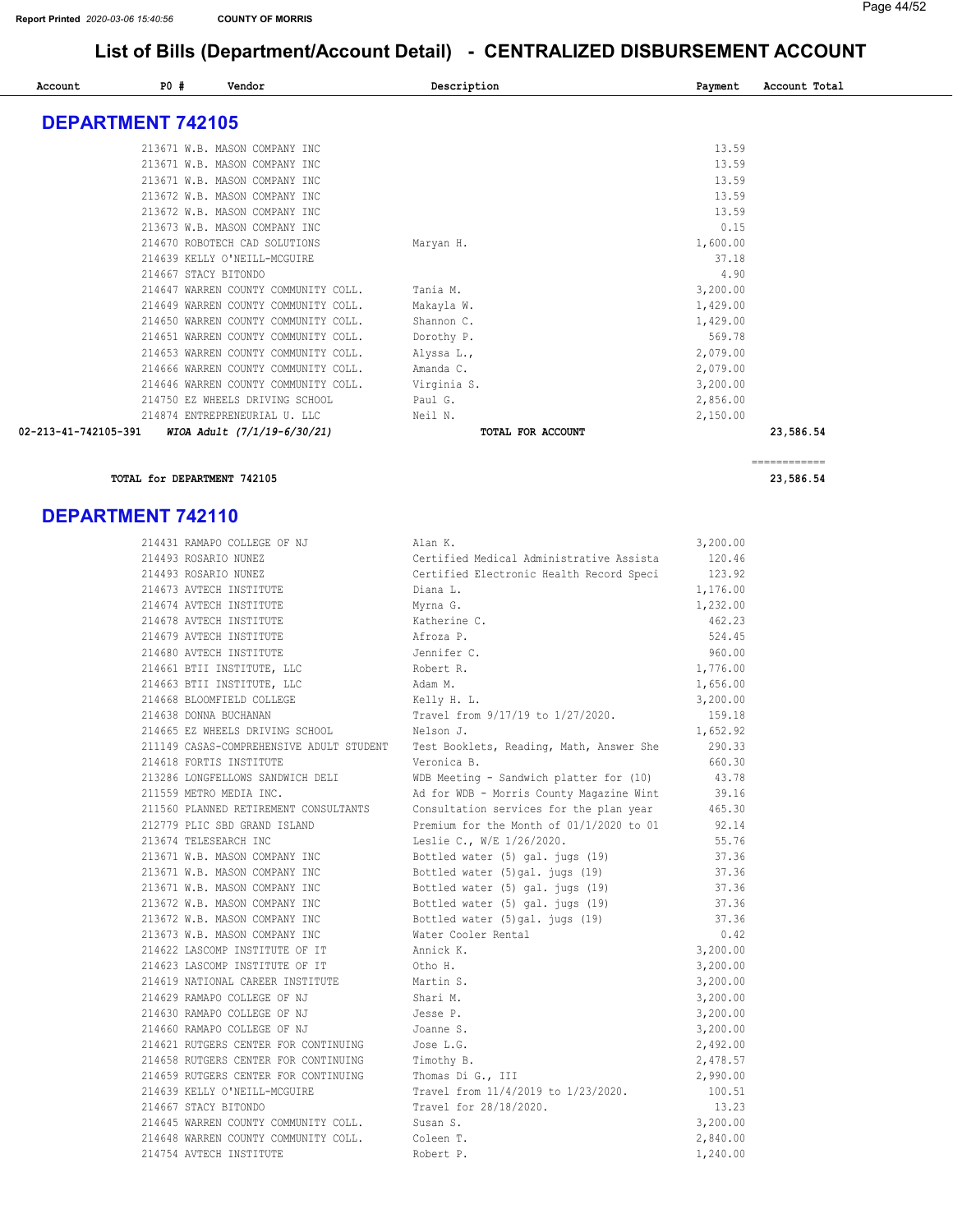# List of Bills (Department/Account Detail) - CENTRALIZED DISBURSEMENT ACCOUNT

| Account | PO # | Vendor | Description | Payment | Account Total |
|---|---|---|---|---|---|

## DEPARTMENT 742105

| Account | PO # | Vendor | Description | Payment | Account Total |
|---|---|---|---|---|---|
| | 213671 | W.B. MASON COMPANY INC | | 13.59 | |
| | 213671 | W.B. MASON COMPANY INC | | 13.59 | |
| | 213671 | W.B. MASON COMPANY INC | | 13.59 | |
| | 213672 | W.B. MASON COMPANY INC | | 13.59 | |
| | 213672 | W.B. MASON COMPANY INC | | 13.59 | |
| | 213673 | W.B. MASON COMPANY INC | | 0.15 | |
| | 214670 | ROBOTECH CAD SOLUTIONS | Maryan H. | 1,600.00 | |
| | 214639 | KELLY O'NEILL-MCGUIRE | | 37.18 | |
| | 214667 | STACY BITONDO | | 4.90 | |
| | 214647 | WARREN COUNTY COMMUNITY COLL. | Tania M. | 3,200.00 | |
| | 214649 | WARREN COUNTY COMMUNITY COLL. | Makayla W. | 1,429.00 | |
| | 214650 | WARREN COUNTY COMMUNITY COLL. | Shannon C. | 1,429.00 | |
| | 214651 | WARREN COUNTY COMMUNITY COLL. | Dorothy P. | 569.78 | |
| | 214653 | WARREN COUNTY COMMUNITY COLL. | Alyssa L., | 2,079.00 | |
| | 214666 | WARREN COUNTY COMMUNITY COLL. | Amanda C. | 2,079.00 | |
| | 214646 | WARREN COUNTY COMMUNITY COLL. | Virginia S. | 3,200.00 | |
| | 214750 | EZ WHEELS DRIVING SCHOOL | Paul G. | 2,856.00 | |
| | 214874 | ENTREPRENEURIAL U. LLC | Neil N. | 2,150.00 | |
| 02-213-41-742105-391 | | *WIOA Adult (7/1/19-6/30/21)* | TOTAL FOR ACCOUNT | | 23,586.54 |

**TOTAL for DEPARTMENT 742105** — 23,586.54

## DEPARTMENT 742110

| Account | PO # | Vendor | Description | Payment | Account Total |
|---|---|---|---|---|---|
| | 214431 | RAMAPO COLLEGE OF NJ | Alan K. | 3,200.00 | |
| | 214493 | ROSARIO NUNEZ | Certified Medical Administrative Assista | 120.46 | |
| | 214493 | ROSARIO NUNEZ | Certified Electronic Health Record Speci | 123.92 | |
| | 214673 | AVTECH INSTITUTE | Diana L. | 1,176.00 | |
| | 214674 | AVTECH INSTITUTE | Myrna G. | 1,232.00 | |
| | 214678 | AVTECH INSTITUTE | Katherine C. | 462.23 | |
| | 214679 | AVTECH INSTITUTE | Afroza P. | 524.45 | |
| | 214680 | AVTECH INSTITUTE | Jennifer C. | 960.00 | |
| | 214661 | BTII INSTITUTE, LLC | Robert R. | 1,776.00 | |
| | 214663 | BTII INSTITUTE, LLC | Adam M. | 1,656.00 | |
| | 214668 | BLOOMFIELD COLLEGE | Kelly H. L. | 3,200.00 | |
| | 214638 | DONNA BUCHANAN | Travel from 9/17/19 to 1/27/2020. | 159.18 | |
| | 214665 | EZ WHEELS DRIVING SCHOOL | Nelson J. | 1,652.92 | |
| | 211149 | CASAS-COMPREHENSIVE ADULT STUDENT | Test Booklets, Reading, Math, Answer She | 290.33 | |
| | 214618 | FORTIS INSTITUTE | Veronica B. | 660.30 | |
| | 213286 | LONGFELLOWS SANDWICH DELI | WDB Meeting - Sandwich platter for (10) | 43.78 | |
| | 211559 | METRO MEDIA INC. | Ad for WDB - Morris County Magazine Wint | 39.16 | |
| | 211560 | PLANNED RETIREMENT CONSULTANTS | Consultation services for the plan year | 465.30 | |
| | 212779 | PLIC SBD GRAND ISLAND | Premium for the Month of 01/1/2020 to 01 | 92.14 | |
| | 213674 | TELESEARCH INC | Leslie C., W/E 1/26/2020. | 55.76 | |
| | 213671 | W.B. MASON COMPANY INC | Bottled water (5) gal. jugs (19) | 37.36 | |
| | 213671 | W.B. MASON COMPANY INC | Bottled water (5)gal. jugs (19) | 37.36 | |
| | 213671 | W.B. MASON COMPANY INC | Bottled water (5) gal. jugs (19) | 37.36 | |
| | 213672 | W.B. MASON COMPANY INC | Bottled water (5) gal. jugs (19) | 37.36 | |
| | 213672 | W.B. MASON COMPANY INC | Bottled water (5)gal. jugs (19) | 37.36 | |
| | 213673 | W.B. MASON COMPANY INC | Water Cooler Rental | 0.42 | |
| | 214622 | LASCOMP INSTITUTE OF IT | Annick K. | 3,200.00 | |
| | 214623 | LASCOMP INSTITUTE OF IT | Otho H. | 3,200.00 | |
| | 214619 | NATIONAL CAREER INSTITUTE | Martin S. | 3,200.00 | |
| | 214629 | RAMAPO COLLEGE OF NJ | Shari M. | 3,200.00 | |
| | 214630 | RAMAPO COLLEGE OF NJ | Jesse P. | 3,200.00 | |
| | 214660 | RAMAPO COLLEGE OF NJ | Joanne S. | 3,200.00 | |
| | 214621 | RUTGERS CENTER FOR CONTINUING | Jose L.G. | 2,492.00 | |
| | 214658 | RUTGERS CENTER FOR CONTINUING | Timothy B. | 2,478.57 | |
| | 214659 | RUTGERS CENTER FOR CONTINUING | Thomas Di G., III | 2,990.00 | |
| | 214639 | KELLY O'NEILL-MCGUIRE | Travel from 11/4/2019 to 1/23/2020. | 100.51 | |
| | 214667 | STACY BITONDO | Travel for 28/18/2020. | 13.23 | |
| | 214645 | WARREN COUNTY COMMUNITY COLL. | Susan S. | 3,200.00 | |
| | 214648 | WARREN COUNTY COMMUNITY COLL. | Coleen T. | 2,840.00 | |
| | 214754 | AVTECH INSTITUTE | Robert P. | 1,240.00 | |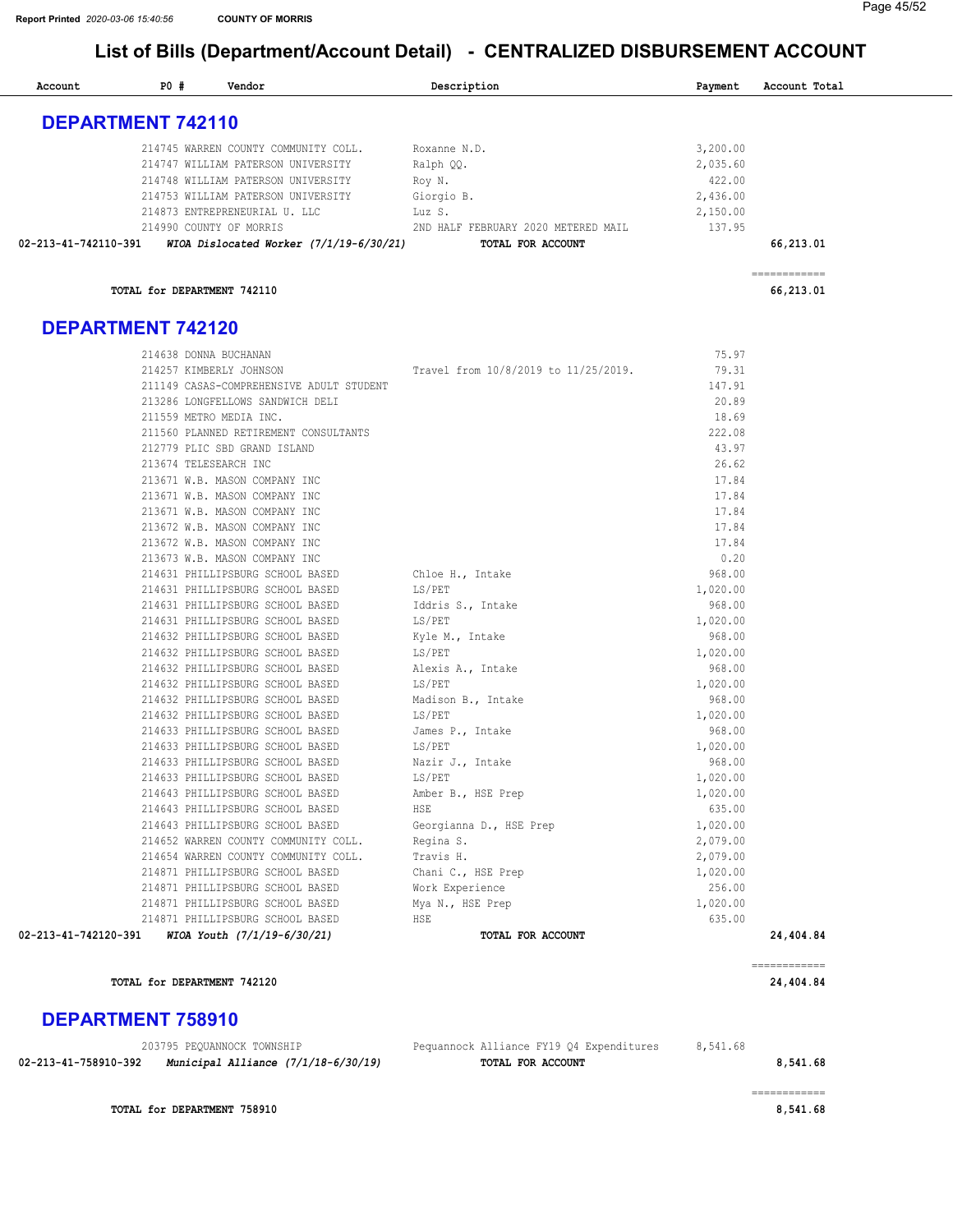# List of Bills (Department/Account Detail) - CENTRALIZED DISBURSEMENT ACCOUNT

| Account | PO # | Vendor | Description | Payment | Account Total |
|---|---|---|---|---|---|

## DEPARTMENT 742110

| Account | PO # | Vendor | Description | Payment | Account Total |
|---|---|---|---|---|---|
| | 214745 | WARREN COUNTY COMMUNITY COLL. | Roxanne N.D. | 3,200.00 | |
| | 214747 | WILLIAM PATERSON UNIVERSITY | Ralph QQ. | 2,035.60 | |
| | 214748 | WILLIAM PATERSON UNIVERSITY | Roy N. | 422.00 | |
| | 214753 | WILLIAM PATERSON UNIVERSITY | Giorgio B. | 2,436.00 | |
| | 214873 | ENTREPRENEURIAL U. LLC | Luz S. | 2,150.00 | |
| | 214990 | COUNTY OF MORRIS | 2ND HALF FEBRUARY 2020 METERED MAIL | 137.95 | |
| **02-213-41-742110-391** | | ***WIOA Dislocated Worker (7/1/19-6/30/21)*** | **TOTAL FOR ACCOUNT** | | **66,213.01** |

**TOTAL for DEPARTMENT 742110** — **66,213.01**

## DEPARTMENT 742120

| Account | PO # | Vendor | Description | Payment | Account Total |
|---|---|---|---|---|---|
| | 214638 | DONNA BUCHANAN | | 75.97 | |
| | 214257 | KIMBERLY JOHNSON | Travel from 10/8/2019 to 11/25/2019. | 79.31 | |
| | 211149 | CASAS-COMPREHENSIVE ADULT STUDENT | | 147.91 | |
| | 213286 | LONGFELLOWS SANDWICH DELI | | 20.89 | |
| | 211559 | METRO MEDIA INC. | | 18.69 | |
| | 211560 | PLANNED RETIREMENT CONSULTANTS | | 222.08 | |
| | 212779 | PLIC SBD GRAND ISLAND | | 43.97 | |
| | 213674 | TELESEARCH INC | | 26.62 | |
| | 213671 | W.B. MASON COMPANY INC | | 17.84 | |
| | 213671 | W.B. MASON COMPANY INC | | 17.84 | |
| | 213671 | W.B. MASON COMPANY INC | | 17.84 | |
| | 213672 | W.B. MASON COMPANY INC | | 17.84 | |
| | 213672 | W.B. MASON COMPANY INC | | 17.84 | |
| | 213673 | W.B. MASON COMPANY INC | | 0.20 | |
| | 214631 | PHILLIPSBURG SCHOOL BASED | Chloe H., Intake | 968.00 | |
| | 214631 | PHILLIPSBURG SCHOOL BASED | LS/PET | 1,020.00 | |
| | 214631 | PHILLIPSBURG SCHOOL BASED | Iddris S., Intake | 968.00 | |
| | 214631 | PHILLIPSBURG SCHOOL BASED | LS/PET | 1,020.00 | |
| | 214632 | PHILLIPSBURG SCHOOL BASED | Kyle M., Intake | 968.00 | |
| | 214632 | PHILLIPSBURG SCHOOL BASED | LS/PET | 1,020.00 | |
| | 214632 | PHILLIPSBURG SCHOOL BASED | Alexis A., Intake | 968.00 | |
| | 214632 | PHILLIPSBURG SCHOOL BASED | LS/PET | 1,020.00 | |
| | 214632 | PHILLIPSBURG SCHOOL BASED | Madison B., Intake | 968.00 | |
| | 214632 | PHILLIPSBURG SCHOOL BASED | LS/PET | 1,020.00 | |
| | 214633 | PHILLIPSBURG SCHOOL BASED | James P., Intake | 968.00 | |
| | 214633 | PHILLIPSBURG SCHOOL BASED | LS/PET | 1,020.00 | |
| | 214633 | PHILLIPSBURG SCHOOL BASED | Nazir J., Intake | 968.00 | |
| | 214633 | PHILLIPSBURG SCHOOL BASED | LS/PET | 1,020.00 | |
| | 214643 | PHILLIPSBURG SCHOOL BASED | Amber B., HSE Prep | 1,020.00 | |
| | 214643 | PHILLIPSBURG SCHOOL BASED | HSE | 635.00 | |
| | 214643 | PHILLIPSBURG SCHOOL BASED | Georgianna D., HSE Prep | 1,020.00 | |
| | 214652 | WARREN COUNTY COMMUNITY COLL. | Regina S. | 2,079.00 | |
| | 214654 | WARREN COUNTY COMMUNITY COLL. | Travis H. | 2,079.00 | |
| | 214871 | PHILLIPSBURG SCHOOL BASED | Chani C., HSE Prep | 1,020.00 | |
| | 214871 | PHILLIPSBURG SCHOOL BASED | Work Experience | 256.00 | |
| | 214871 | PHILLIPSBURG SCHOOL BASED | Mya N., HSE Prep | 1,020.00 | |
| | 214871 | PHILLIPSBURG SCHOOL BASED | HSE | 635.00 | |
| **02-213-41-742120-391** | | ***WIOA Youth (7/1/19-6/30/21)*** | **TOTAL FOR ACCOUNT** | | **24,404.84** |

**TOTAL for DEPARTMENT 742120** — **24,404.84**

## DEPARTMENT 758910

| Account | PO # | Vendor | Description | Payment | Account Total |
|---|---|---|---|---|---|
| | 203795 | PEQUANNOCK TOWNSHIP | Pequannock Alliance FY19 Q4 Expenditures | 8,541.68 | |
| **02-213-41-758910-392** | | ***Municipal Alliance (7/1/18-6/30/19)*** | **TOTAL FOR ACCOUNT** | | **8,541.68** |

**TOTAL for DEPARTMENT 758910** — **8,541.68**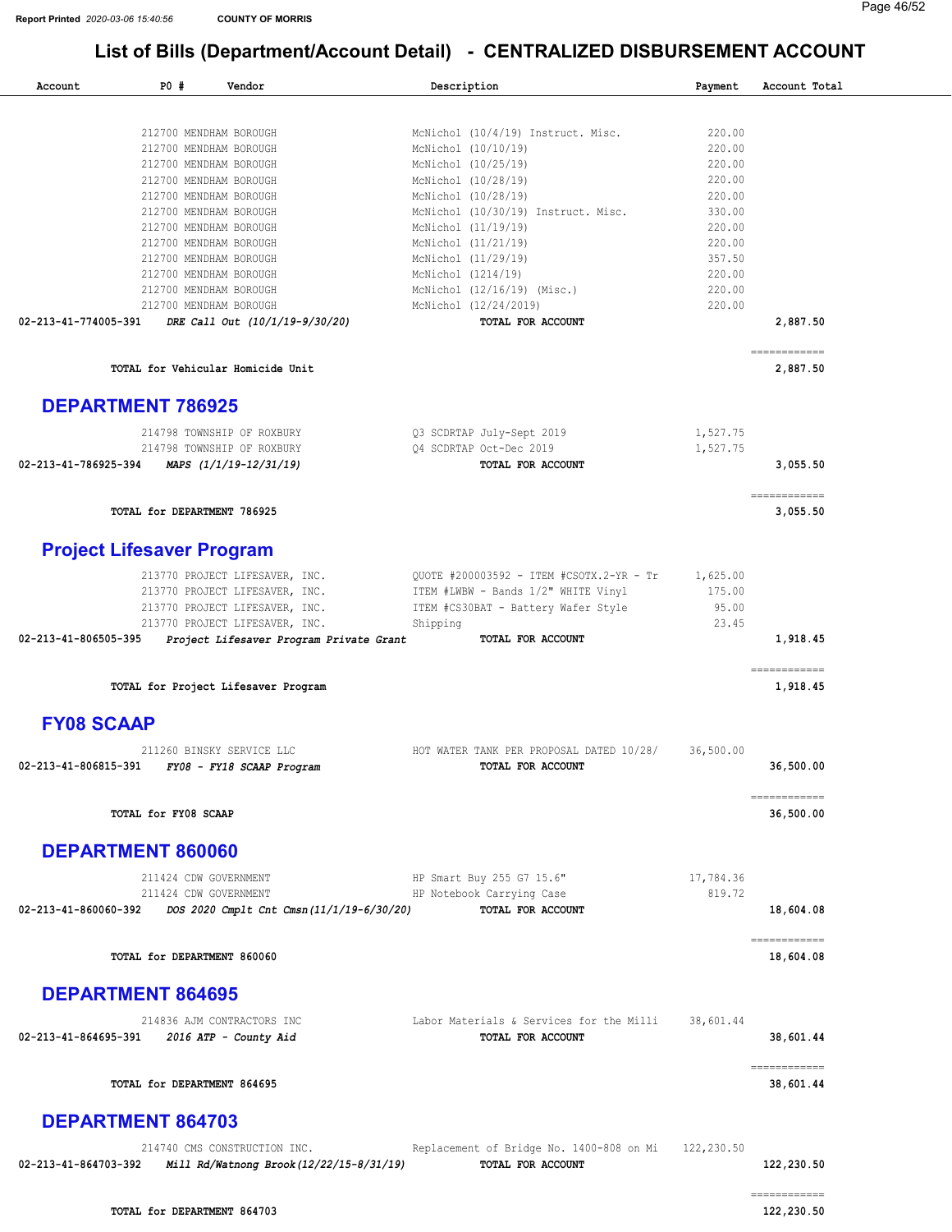# List of Bills (Department/Account Detail) - CENTRALIZED DISBURSEMENT ACCOUNT

| Account | PO # | Vendor | Description | Payment | Account Total |
|---|---|---|---|---|---|
| | 212700 | MENDHAM BOROUGH | McNichol (10/4/19) Instruct. Misc. | 220.00 | |
| | 212700 | MENDHAM BOROUGH | McNichol (10/10/19) | 220.00 | |
| | 212700 | MENDHAM BOROUGH | McNichol (10/25/19) | 220.00 | |
| | 212700 | MENDHAM BOROUGH | McNichol (10/28/19) | 220.00 | |
| | 212700 | MENDHAM BOROUGH | McNichol (10/28/19) | 220.00 | |
| | 212700 | MENDHAM BOROUGH | McNichol (10/30/19) Instruct. Misc. | 330.00 | |
| | 212700 | MENDHAM BOROUGH | McNichol (11/19/19) | 220.00 | |
| | 212700 | MENDHAM BOROUGH | McNichol (11/21/19) | 220.00 | |
| | 212700 | MENDHAM BOROUGH | McNichol (11/29/19) | 357.50 | |
| | 212700 | MENDHAM BOROUGH | McNichol (1214/19) | 220.00 | |
| | 212700 | MENDHAM BOROUGH | McNichol (12/16/19) (Misc.) | 220.00 | |
| | 212700 | MENDHAM BOROUGH | McNichol (12/24/2019) | 220.00 | |
| 02-213-41-774005-391 | | *DRE Call Out (10/1/19-9/30/20)* | TOTAL FOR ACCOUNT | | 2,887.50 |
| | | TOTAL for Vehicular Homicide Unit | | | 2,887.50 |

## DEPARTMENT 786925

| Account | PO # | Vendor | Description | Payment | Account Total |
|---|---|---|---|---|---|
| | 214798 | TOWNSHIP OF ROXBURY | Q3 SCDRTAP July-Sept 2019 | 1,527.75 | |
| | 214798 | TOWNSHIP OF ROXBURY | Q4 SCDRTAP Oct-Dec 2019 | 1,527.75 | |
| 02-213-41-786925-394 | | *MAPS (1/1/19-12/31/19)* | TOTAL FOR ACCOUNT | | 3,055.50 |
| | | TOTAL for DEPARTMENT 786925 | | | 3,055.50 |

## Project Lifesaver Program

| Account | PO # | Vendor | Description | Payment | Account Total |
|---|---|---|---|---|---|
| | 213770 | PROJECT LIFESAVER, INC. | QUOTE #200003592 - ITEM #CSOTX.2-YR - Tr | 1,625.00 | |
| | 213770 | PROJECT LIFESAVER, INC. | ITEM #LWBW - Bands 1/2" WHITE Vinyl | 175.00 | |
| | 213770 | PROJECT LIFESAVER, INC. | ITEM #CS30BAT - Battery Wafer Style | 95.00 | |
| | 213770 | PROJECT LIFESAVER, INC. | Shipping | 23.45 | |
| 02-213-41-806505-395 | | *Project Lifesaver Program Private Grant* | TOTAL FOR ACCOUNT | | 1,918.45 |
| | | TOTAL for Project Lifesaver Program | | | 1,918.45 |

## FY08 SCAAP

| Account | PO # | Vendor | Description | Payment | Account Total |
|---|---|---|---|---|---|
| | 211260 | BINSKY SERVICE LLC | HOT WATER TANK PER PROPOSAL DATED 10/28/ | 36,500.00 | |
| 02-213-41-806815-391 | | *FY08 - FY18 SCAAP Program* | TOTAL FOR ACCOUNT | | 36,500.00 |
| | | TOTAL for FY08 SCAAP | | | 36,500.00 |

## DEPARTMENT 860060

| Account | PO # | Vendor | Description | Payment | Account Total |
|---|---|---|---|---|---|
| | 211424 | CDW GOVERNMENT | HP Smart Buy 255 G7 15.6" | 17,784.36 | |
| | 211424 | CDW GOVERNMENT | HP Notebook Carrying Case | 819.72 | |
| 02-213-41-860060-392 | | *DOS 2020 Cmplt Cnt Cmsn(11/1/19-6/30/20)* | TOTAL FOR ACCOUNT | | 18,604.08 |
| | | TOTAL for DEPARTMENT 860060 | | | 18,604.08 |

## DEPARTMENT 864695

| Account | PO # | Vendor | Description | Payment | Account Total |
|---|---|---|---|---|---|
| | 214836 | AJM CONTRACTORS INC | Labor Materials & Services for the Milli | 38,601.44 | |
| 02-213-41-864695-391 | | *2016 ATP - County Aid* | TOTAL FOR ACCOUNT | | 38,601.44 |
| | | TOTAL for DEPARTMENT 864695 | | | 38,601.44 |

## DEPARTMENT 864703

| Account | PO # | Vendor | Description | Payment | Account Total |
|---|---|---|---|---|---|
| | 214740 | CMS CONSTRUCTION INC. | Replacement of Bridge No. 1400-808 on Mi | 122,230.50 | |
| 02-213-41-864703-392 | | *Mill Rd/Watnong Brook(12/22/15-8/31/19)* | TOTAL FOR ACCOUNT | | 122,230.50 |
| | | TOTAL for DEPARTMENT 864703 | | | 122,230.50 |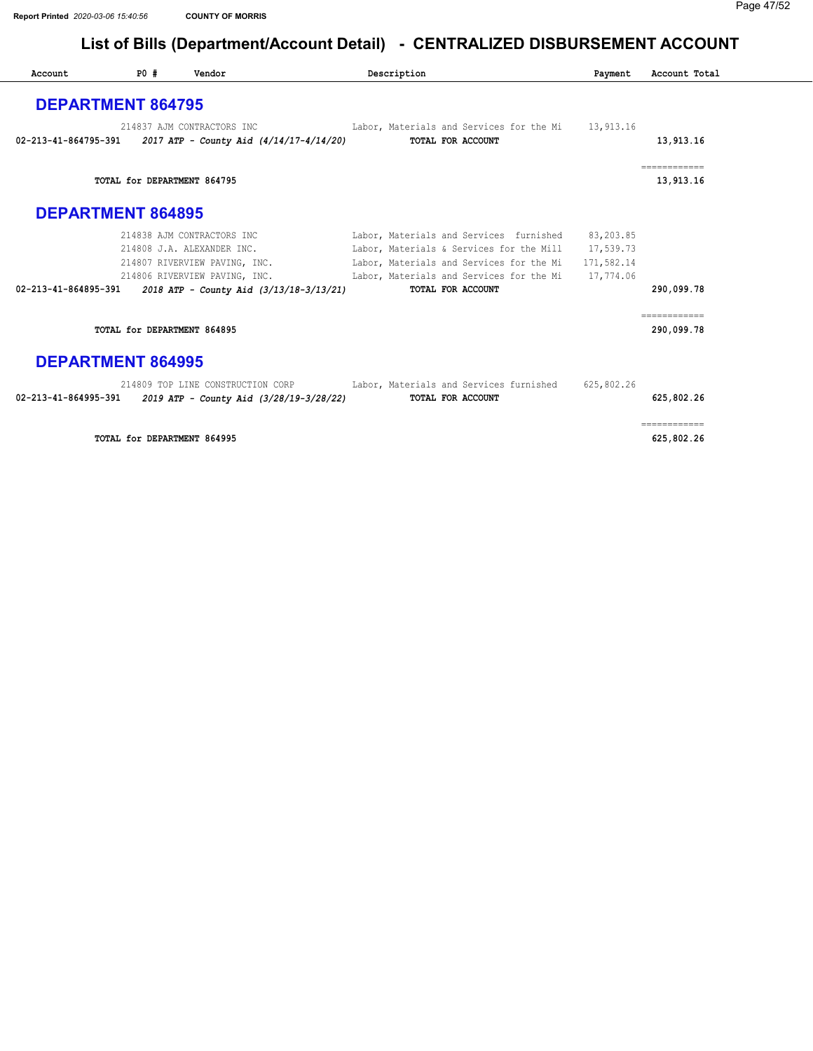# List of Bills (Department/Account Detail) - CENTRALIZED DISBURSEMENT ACCOUNT

| Account | PO # | Vendor | Description | Payment | Account Total |
|---|---|---|---|---|---|

## DEPARTMENT 864795

| Account | PO # | Vendor | Description | Payment | Account Total |
|---|---|---|---|---|---|
| | 214837 | AJM CONTRACTORS INC | Labor, Materials and Services for the Mi | 13,913.16 | |
| 02-213-41-864795-391 | *2017 ATP - County Aid (4/14/17-4/14/20)* | | **TOTAL FOR ACCOUNT** | | **13,913.16** |
| | **TOTAL for DEPARTMENT 864795** | | | | **13,913.16** |

## DEPARTMENT 864895

| Account | PO # | Vendor | Description | Payment | Account Total |
|---|---|---|---|---|---|
| | 214838 | AJM CONTRACTORS INC | Labor, Materials and Services furnished | 83,203.85 | |
| | 214808 | J.A. ALEXANDER INC. | Labor, Materials & Services for the Mill | 17,539.73 | |
| | 214807 | RIVERVIEW PAVING, INC. | Labor, Materials and Services for the Mi | 171,582.14 | |
| | 214806 | RIVERVIEW PAVING, INC. | Labor, Materials and Services for the Mi | 17,774.06 | |
| 02-213-41-864895-391 | *2018 ATP - County Aid (3/13/18-3/13/21)* | | **TOTAL FOR ACCOUNT** | | **290,099.78** |
| | **TOTAL for DEPARTMENT 864895** | | | | **290,099.78** |

## DEPARTMENT 864995

| Account | PO # | Vendor | Description | Payment | Account Total |
|---|---|---|---|---|---|
| | 214809 | TOP LINE CONSTRUCTION CORP | Labor, Materials and Services furnished | 625,802.26 | |
| 02-213-41-864995-391 | *2019 ATP - County Aid (3/28/19-3/28/22)* | | **TOTAL FOR ACCOUNT** | | **625,802.26** |
| | **TOTAL for DEPARTMENT 864995** | | | | **625,802.26** |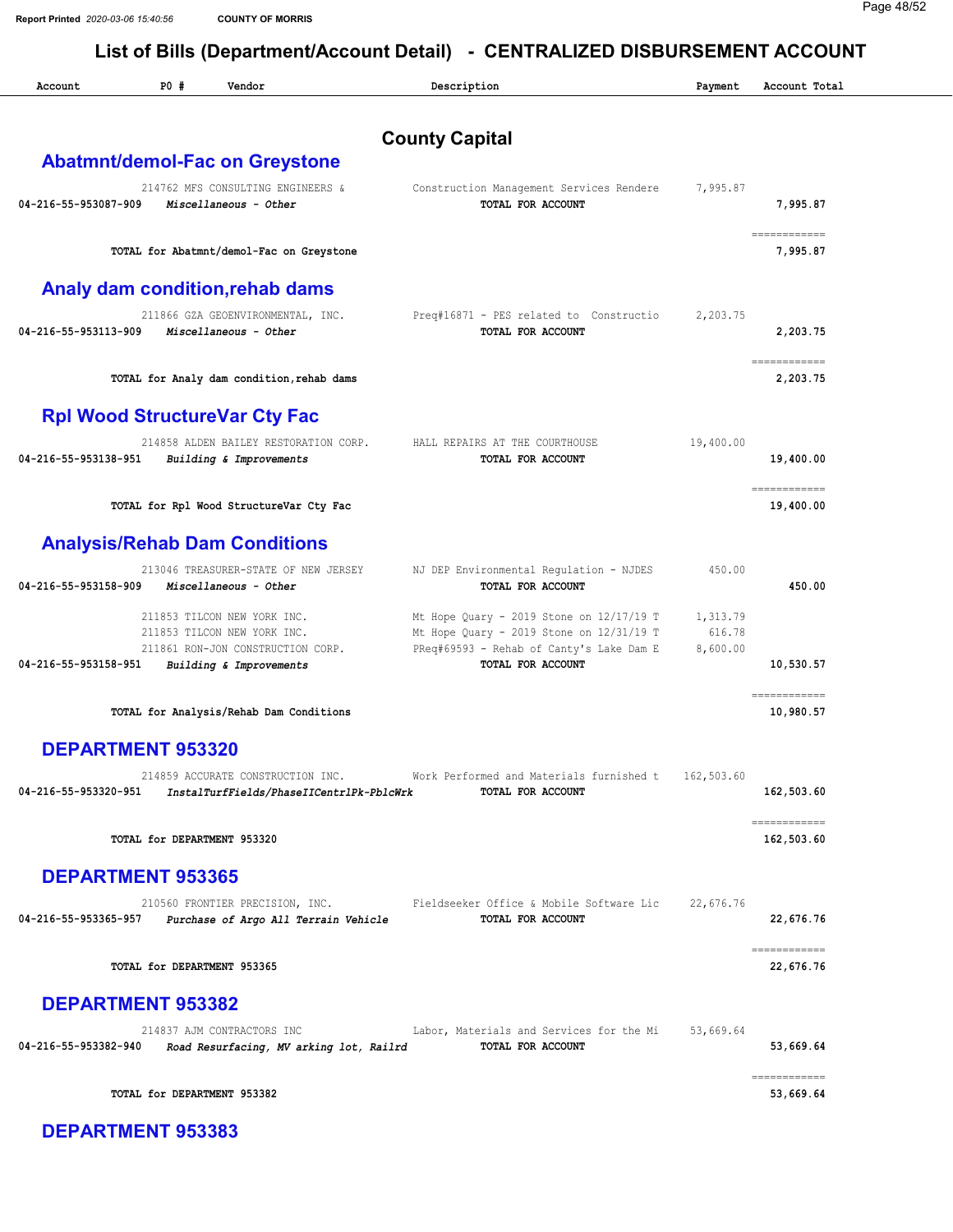Report Printed 2020-03-06 15:40:56 COUNTY OF MORRIS

# List of Bills (Department/Account Detail) - CENTRALIZED DISBURSEMENT ACCOUNT

## County Capital

| Account | PO # | Vendor | Description | Payment | Account Total |
|---|---|---|---|---|---|
| **Abatmnt/demol-Fac on Greystone** | | | | | |
| | 214762 | MFS CONSULTING ENGINEERS & | Construction Management Services Rendere | 7,995.87 | |
| 04-216-55-953087-909 | | *Miscellaneous - Other* | TOTAL FOR ACCOUNT | | 7,995.87 |
| | | TOTAL for Abatmnt/demol-Fac on Greystone | | | 7,995.87 |
| **Analy dam condition,rehab dams** | | | | | |
| | 211866 | GZA GEOENVIRONMENTAL, INC. | Preq#16871 - PES related to Constructio | 2,203.75 | |
| 04-216-55-953113-909 | | *Miscellaneous - Other* | TOTAL FOR ACCOUNT | | 2,203.75 |
| | | TOTAL for Analy dam condition,rehab dams | | | 2,203.75 |
| **Rpl Wood StructureVar Cty Fac** | | | | | |
| | 214858 | ALDEN BAILEY RESTORATION CORP. | HALL REPAIRS AT THE COURTHOUSE | 19,400.00 | |
| 04-216-55-953138-951 | | *Building & Improvements* | TOTAL FOR ACCOUNT | | 19,400.00 |
| | | TOTAL for Rpl Wood StructureVar Cty Fac | | | 19,400.00 |
| **Analysis/Rehab Dam Conditions** | | | | | |
| | 213046 | TREASURER-STATE OF NEW JERSEY | NJ DEP Environmental Regulation - NJDES | 450.00 | |
| 04-216-55-953158-909 | | *Miscellaneous - Other* | TOTAL FOR ACCOUNT | | 450.00 |
| | 211853 | TILCON NEW YORK INC. | Mt Hope Quary - 2019 Stone on 12/17/19 T | 1,313.79 | |
| | 211853 | TILCON NEW YORK INC. | Mt Hope Quary - 2019 Stone on 12/31/19 T | 616.78 | |
| | 211861 | RON-JON CONSTRUCTION CORP. | PReq#69593 - Rehab of Canty's Lake Dam E | 8,600.00 | |
| 04-216-55-953158-951 | | *Building & Improvements* | TOTAL FOR ACCOUNT | | 10,530.57 |
| | | TOTAL for Analysis/Rehab Dam Conditions | | | 10,980.57 |
| **DEPARTMENT 953320** | | | | | |
| | 214859 | ACCURATE CONSTRUCTION INC. | Work Performed and Materials furnished t | 162,503.60 | |
| 04-216-55-953320-951 | | *InstalTurfFields/PhaseIICentrlPk-PblcWrk* | TOTAL FOR ACCOUNT | | 162,503.60 |
| | | TOTAL for DEPARTMENT 953320 | | | 162,503.60 |
| **DEPARTMENT 953365** | | | | | |
| | 210560 | FRONTIER PRECISION, INC. | Fieldseeker Office & Mobile Software Lic | 22,676.76 | |
| 04-216-55-953365-957 | | *Purchase of Argo All Terrain Vehicle* | TOTAL FOR ACCOUNT | | 22,676.76 |
| | | TOTAL for DEPARTMENT 953365 | | | 22,676.76 |
| **DEPARTMENT 953382** | | | | | |
| | 214837 | AJM CONTRACTORS INC | Labor, Materials and Services for the Mi | 53,669.64 | |
| 04-216-55-953382-940 | | *Road Resurfacing, MV arking lot, Railrd* | TOTAL FOR ACCOUNT | | 53,669.64 |
| | | TOTAL for DEPARTMENT 953382 | | | 53,669.64 |
| **DEPARTMENT 953383** | | | | | |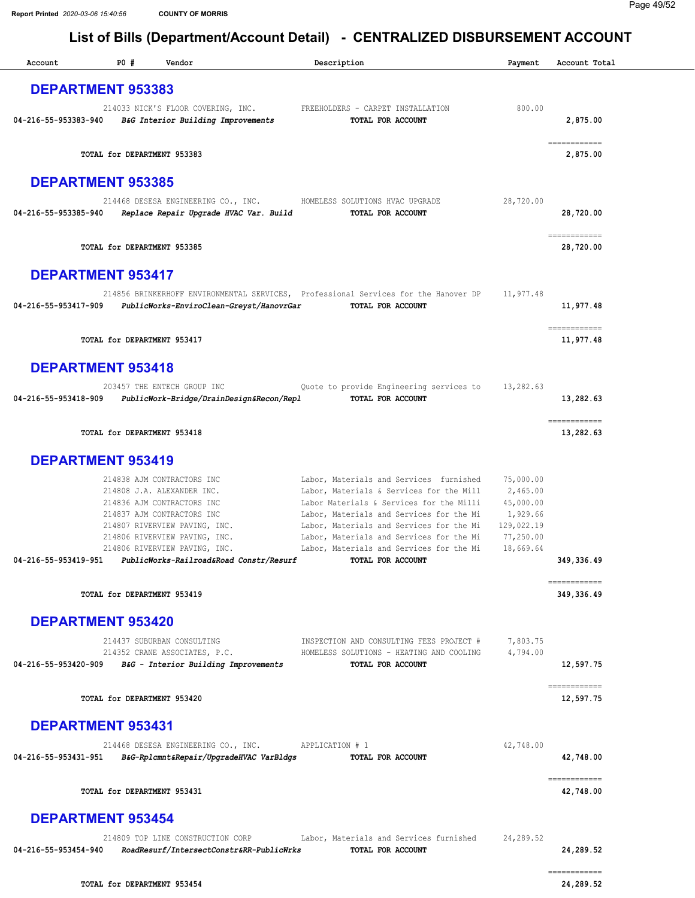COUNTY OF MORRIS

# List of Bills (Department/Account Detail) - CENTRALIZED DISBURSEMENT ACCOUNT

| Account | PO # | Vendor | Description | Payment | Account Total |
|---|---|---|---|---|---|

## DEPARTMENT 953383

| Account | PO # | Vendor | Description | Payment | Account Total |
|---|---|---|---|---|---|
| | 214033 | NICK'S FLOOR COVERING, INC. | FREEHOLDERS - CARPET INSTALLATION | 800.00 | |
| 04-216-55-953383-940 | | *B&G Interior Building Improvements* | TOTAL FOR ACCOUNT | | 2,875.00 |

**TOTAL for DEPARTMENT 953383** 2,875.00

## DEPARTMENT 953385

| Account | PO # | Vendor | Description | Payment | Account Total |
|---|---|---|---|---|---|
| | 214468 | DESESA ENGINEERING CO., INC. | HOMELESS SOLUTIONS HVAC UPGRADE | 28,720.00 | |
| 04-216-55-953385-940 | | *Replace Repair Upgrade HVAC Var. Build* | TOTAL FOR ACCOUNT | | 28,720.00 |

**TOTAL for DEPARTMENT 953385** 28,720.00

## DEPARTMENT 953417

| Account | PO # | Vendor | Description | Payment | Account Total |
|---|---|---|---|---|---|
| | 214856 | BRINKERHOFF ENVIRONMENTAL SERVICES, | Professional Services for the Hanover DP | 11,977.48 | |
| 04-216-55-953417-909 | | *PublicWorks-EnviroClean-Greyst/HanovrGar* | TOTAL FOR ACCOUNT | | 11,977.48 |

**TOTAL for DEPARTMENT 953417** 11,977.48

## DEPARTMENT 953418

| Account | PO # | Vendor | Description | Payment | Account Total |
|---|---|---|---|---|---|
| | 203457 | THE ENTECH GROUP INC | Quote to provide Engineering services to | 13,282.63 | |
| 04-216-55-953418-909 | | *PublicWork-Bridge/DrainDesign&Recon/Repl* | TOTAL FOR ACCOUNT | | 13,282.63 |

**TOTAL for DEPARTMENT 953418** 13,282.63

## DEPARTMENT 953419

| Account | PO # | Vendor | Description | Payment | Account Total |
|---|---|---|---|---|---|
| | 214838 | AJM CONTRACTORS INC | Labor, Materials and Services furnished | 75,000.00 | |
| | 214808 | J.A. ALEXANDER INC. | Labor, Materials & Services for the Mill | 2,465.00 | |
| | 214836 | AJM CONTRACTORS INC | Labor Materials & Services for the Milli | 45,000.00 | |
| | 214837 | AJM CONTRACTORS INC | Labor, Materials and Services for the Mi | 1,929.66 | |
| | 214807 | RIVERVIEW PAVING, INC. | Labor, Materials and Services for the Mi | 129,022.19 | |
| | 214806 | RIVERVIEW PAVING, INC. | Labor, Materials and Services for the Mi | 77,250.00 | |
| | 214806 | RIVERVIEW PAVING, INC. | Labor, Materials and Services for the Mi | 18,669.64 | |
| 04-216-55-953419-951 | | *PublicWorks-Railroad&Road Constr/Resurf* | TOTAL FOR ACCOUNT | | 349,336.49 |

**TOTAL for DEPARTMENT 953419** 349,336.49

## DEPARTMENT 953420

| Account | PO # | Vendor | Description | Payment | Account Total |
|---|---|---|---|---|---|
| | 214437 | SUBURBAN CONSULTING | INSPECTION AND CONSULTING FEES PROJECT # | 7,803.75 | |
| | 214352 | CRANE ASSOCIATES, P.C. | HOMELESS SOLUTIONS - HEATING AND COOLING | 4,794.00 | |
| 04-216-55-953420-909 | | *B&G - Interior Building Improvements* | TOTAL FOR ACCOUNT | | 12,597.75 |

**TOTAL for DEPARTMENT 953420** 12,597.75

## DEPARTMENT 953431

| Account | PO # | Vendor | Description | Payment | Account Total |
|---|---|---|---|---|---|
| | 214468 | DESESA ENGINEERING CO., INC. | APPLICATION # 1 | 42,748.00 | |
| 04-216-55-953431-951 | | *B&G-Rplcmnt&Repair/UpgradeHVAC VarBldgs* | TOTAL FOR ACCOUNT | | 42,748.00 |

**TOTAL for DEPARTMENT 953431** 42,748.00

## DEPARTMENT 953454

| Account | PO # | Vendor | Description | Payment | Account Total |
|---|---|---|---|---|---|
| | 214809 | TOP LINE CONSTRUCTION CORP | Labor, Materials and Services furnished | 24,289.52 | |
| 04-216-55-953454-940 | | *RoadResurf/IntersectConstr&RR-PublicWrks* | TOTAL FOR ACCOUNT | | 24,289.52 |

**TOTAL for DEPARTMENT 953454** 24,289.52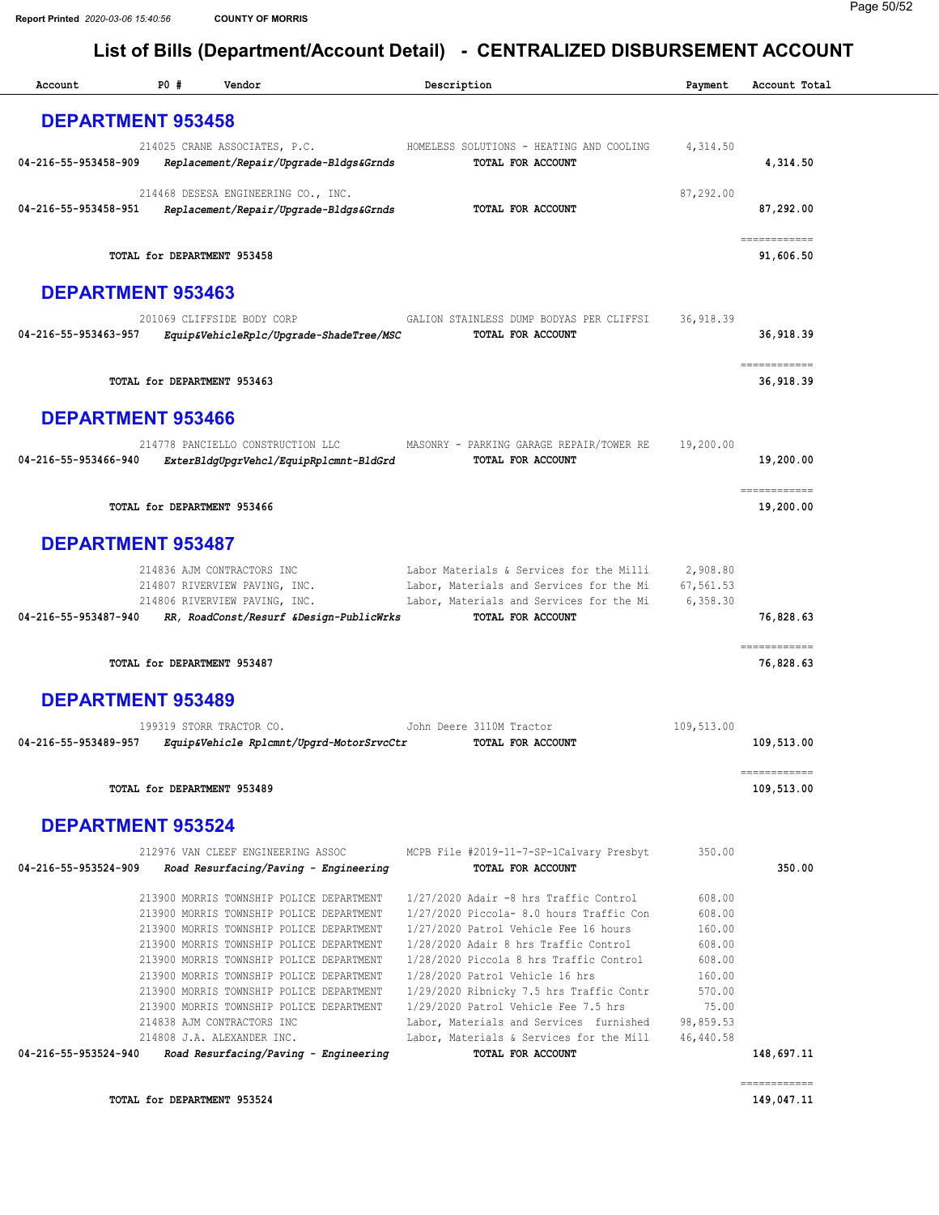Report Printed 2020-03-06 15:40:56 COUNTY OF MORRIS

# List of Bills (Department/Account Detail) - CENTRALIZED DISBURSEMENT ACCOUNT

| Account | PO # | Vendor | Description | Payment | Account Total |
|---|---|---|---|---|---|

## DEPARTMENT 953458

| Account | PO # | Vendor | Description | Payment | Account Total |
|---|---|---|---|---|---|
| | 214025 | CRANE ASSOCIATES, P.C. | HOMELESS SOLUTIONS - HEATING AND COOLING | 4,314.50 | |
| 04-216-55-953458-909 | | *Replacement/Repair/Upgrade-Bldgs&Grnds* | **TOTAL FOR ACCOUNT** | | **4,314.50** |
| | 214468 | DESESA ENGINEERING CO., INC. | | 87,292.00 | |
| 04-216-55-953458-951 | | *Replacement/Repair/Upgrade-Bldgs&Grnds* | **TOTAL FOR ACCOUNT** | | **87,292.00** |
| | | **TOTAL for DEPARTMENT 953458** | | | **91,606.50** |

## DEPARTMENT 953463

| Account | PO # | Vendor | Description | Payment | Account Total |
|---|---|---|---|---|---|
| | 201069 | CLIFFSIDE BODY CORP | GALION STAINLESS DUMP BODYAS PER CLIFFSI | 36,918.39 | |
| 04-216-55-953463-957 | | *Equip&VehicleRplc/Upgrade-ShadeTree/MSC* | **TOTAL FOR ACCOUNT** | | **36,918.39** |
| | | **TOTAL for DEPARTMENT 953463** | | | **36,918.39** |

## DEPARTMENT 953466

| Account | PO # | Vendor | Description | Payment | Account Total |
|---|---|---|---|---|---|
| | 214778 | PANCIELLO CONSTRUCTION LLC | MASONRY - PARKING GARAGE REPAIR/TOWER RE | 19,200.00 | |
| 04-216-55-953466-940 | | *ExterBldgUpgrVehcl/EquipRplcmnt-BldGrd* | **TOTAL FOR ACCOUNT** | | **19,200.00** |
| | | **TOTAL for DEPARTMENT 953466** | | | **19,200.00** |

## DEPARTMENT 953487

| Account | PO # | Vendor | Description | Payment | Account Total |
|---|---|---|---|---|---|
| | 214836 | AJM CONTRACTORS INC | Labor Materials & Services for the Milli | 2,908.80 | |
| | 214807 | RIVERVIEW PAVING, INC. | Labor, Materials and Services for the Mi | 67,561.53 | |
| | 214806 | RIVERVIEW PAVING, INC. | Labor, Materials and Services for the Mi | 6,358.30 | |
| 04-216-55-953487-940 | | *RR, RoadConst/Resurf &Design-PublicWrks* | **TOTAL FOR ACCOUNT** | | **76,828.63** |
| | | **TOTAL for DEPARTMENT 953487** | | | **76,828.63** |

## DEPARTMENT 953489

| Account | PO # | Vendor | Description | Payment | Account Total |
|---|---|---|---|---|---|
| | 199319 | STORR TRACTOR CO. | John Deere 3110M Tractor | 109,513.00 | |
| 04-216-55-953489-957 | | *Equip&Vehicle Rplcmnt/Upgrd-MotorSrvcCtr* | **TOTAL FOR ACCOUNT** | | **109,513.00** |
| | | **TOTAL for DEPARTMENT 953489** | | | **109,513.00** |

## DEPARTMENT 953524

| Account | PO # | Vendor | Description | Payment | Account Total |
|---|---|---|---|---|---|
| | 212976 | VAN CLEEF ENGINEERING ASSOC | MCPB File #2019-11-7-SP-1Calvary Presbyt | 350.00 | |
| 04-216-55-953524-909 | | *Road Resurfacing/Paving - Engineering* | **TOTAL FOR ACCOUNT** | | **350.00** |
| | 213900 | MORRIS TOWNSHIP POLICE DEPARTMENT | 1/27/2020 Adair -8 hrs Traffic Control | 608.00 | |
| | 213900 | MORRIS TOWNSHIP POLICE DEPARTMENT | 1/27/2020 Piccola- 8.0 hours Traffic Con | 608.00 | |
| | 213900 | MORRIS TOWNSHIP POLICE DEPARTMENT | 1/27/2020 Patrol Vehicle Fee 16 hours | 160.00 | |
| | 213900 | MORRIS TOWNSHIP POLICE DEPARTMENT | 1/28/2020 Adair 8 hrs Traffic Control | 608.00 | |
| | 213900 | MORRIS TOWNSHIP POLICE DEPARTMENT | 1/28/2020 Piccola 8 hrs Traffic Control | 608.00 | |
| | 213900 | MORRIS TOWNSHIP POLICE DEPARTMENT | 1/28/2020 Patrol Vehicle 16 hrs | 160.00 | |
| | 213900 | MORRIS TOWNSHIP POLICE DEPARTMENT | 1/29/2020 Ribnicky 7.5 hrs Traffic Contr | 570.00 | |
| | 213900 | MORRIS TOWNSHIP POLICE DEPARTMENT | 1/29/2020 Patrol Vehicle Fee 7.5 hrs | 75.00 | |
| | 214838 | AJM CONTRACTORS INC | Labor, Materials and Services furnished | 98,859.53 | |
| | 214808 | J.A. ALEXANDER INC. | Labor, Materials & Services for the Mill | 46,440.58 | |
| 04-216-55-953524-940 | | *Road Resurfacing/Paving - Engineering* | **TOTAL FOR ACCOUNT** | | **148,697.11** |
| | | **TOTAL for DEPARTMENT 953524** | | | **149,047.11** |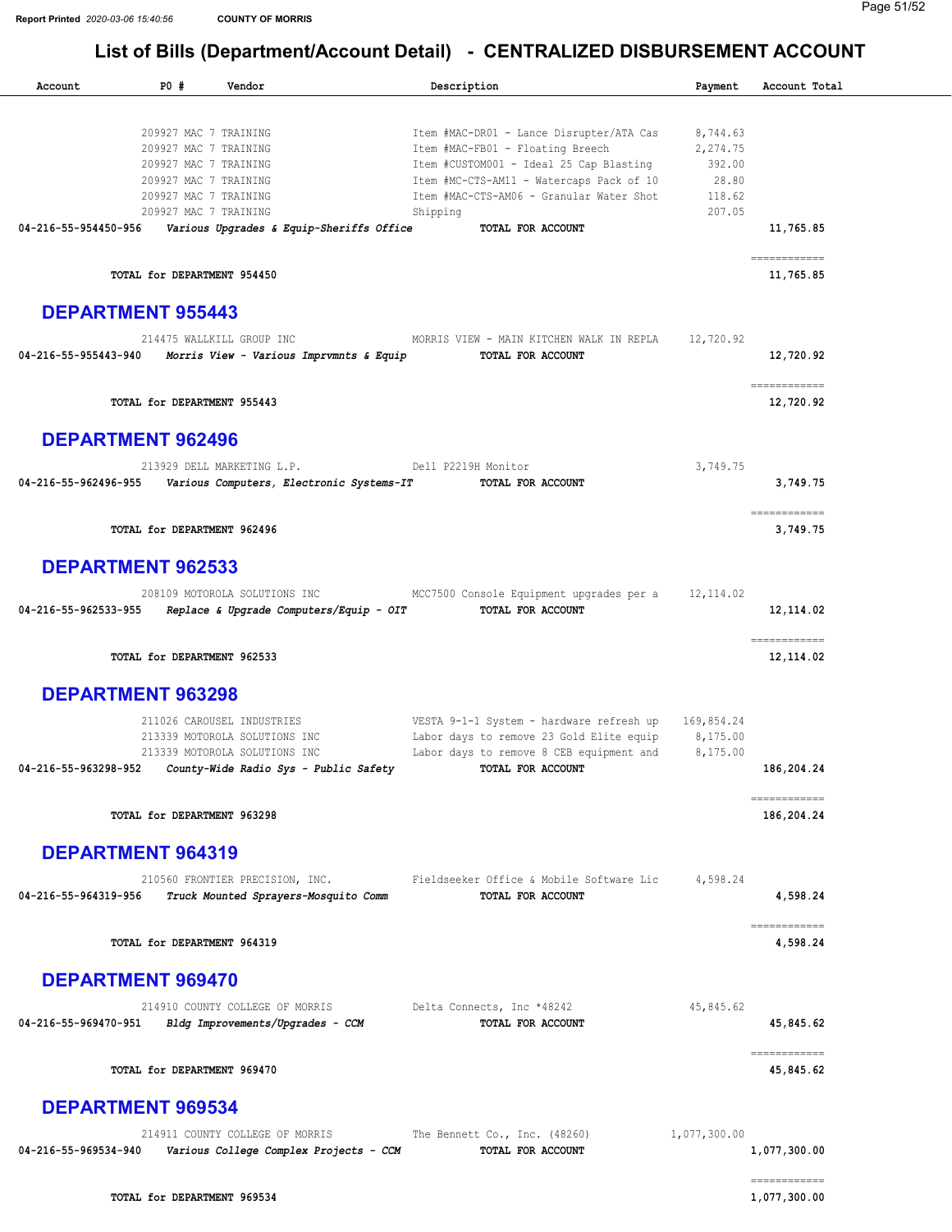Report Printed 2020-03-06 15:40:56 COUNTY OF MORRIS

# List of Bills (Department/Account Detail) - CENTRALIZED DISBURSEMENT ACCOUNT

| Account | PO # | Vendor | Description | Payment | Account Total |
|---|---|---|---|---|---|
| | 209927 | MAC 7 TRAINING | Item #MAC-DR01 - Lance Disrupter/ATA Cas | 8,744.63 | |
| | 209927 | MAC 7 TRAINING | Item #MAC-FB01 - Floating Breech | 2,274.75 | |
| | 209927 | MAC 7 TRAINING | Item #CUSTOM001 - Ideal 25 Cap Blasting | 392.00 | |
| | 209927 | MAC 7 TRAINING | Item #MC-CTS-AM11 - Watercaps Pack of 10 | 28.80 | |
| | 209927 | MAC 7 TRAINING | Item #MAC-CTS-AM06 - Granular Water Shot | 118.62 | |
| | 209927 | MAC 7 TRAINING | Shipping | 207.05 | |
| 04-216-55-954450-956 | | *Various Upgrades & Equip-Sheriffs Office* | TOTAL FOR ACCOUNT | | 11,765.85 |

**TOTAL for DEPARTMENT 954450** 11,765.85

## DEPARTMENT 955443

| Account | PO # | Vendor | Description | Payment | Account Total |
|---|---|---|---|---|---|
| | 214475 | WALLKILL GROUP INC | MORRIS VIEW - MAIN KITCHEN WALK IN REPLA | 12,720.92 | |
| 04-216-55-955443-940 | | *Morris View - Various Imprvmnts & Equip* | TOTAL FOR ACCOUNT | | 12,720.92 |

**TOTAL for DEPARTMENT 955443** 12,720.92

## DEPARTMENT 962496

| Account | PO # | Vendor | Description | Payment | Account Total |
|---|---|---|---|---|---|
| | 213929 | DELL MARKETING L.P. | Dell P2219H Monitor | 3,749.75 | |
| 04-216-55-962496-955 | | *Various Computers, Electronic Systems-IT* | TOTAL FOR ACCOUNT | | 3,749.75 |

**TOTAL for DEPARTMENT 962496** 3,749.75

## DEPARTMENT 962533

| Account | PO # | Vendor | Description | Payment | Account Total |
|---|---|---|---|---|---|
| | 208109 | MOTOROLA SOLUTIONS INC | MCC7500 Console Equipment upgrades per a | 12,114.02 | |
| 04-216-55-962533-955 | | *Replace & Upgrade Computers/Equip - OIT* | TOTAL FOR ACCOUNT | | 12,114.02 |

**TOTAL for DEPARTMENT 962533** 12,114.02

## DEPARTMENT 963298

| Account | PO # | Vendor | Description | Payment | Account Total |
|---|---|---|---|---|---|
| | 211026 | CAROUSEL INDUSTRIES | VESTA 9-1-1 System - hardware refresh up | 169,854.24 | |
| | 213339 | MOTOROLA SOLUTIONS INC | Labor days to remove 23 Gold Elite equip | 8,175.00 | |
| | 213339 | MOTOROLA SOLUTIONS INC | Labor days to remove 8 CEB equipment and | 8,175.00 | |
| 04-216-55-963298-952 | | *County-Wide Radio Sys - Public Safety* | TOTAL FOR ACCOUNT | | 186,204.24 |

**TOTAL for DEPARTMENT 963298** 186,204.24

## DEPARTMENT 964319

| Account | PO # | Vendor | Description | Payment | Account Total |
|---|---|---|---|---|---|
| | 210560 | FRONTIER PRECISION, INC. | Fieldseeker Office & Mobile Software Lic | 4,598.24 | |
| 04-216-55-964319-956 | | *Truck Mounted Sprayers-Mosquito Comm* | TOTAL FOR ACCOUNT | | 4,598.24 |

**TOTAL for DEPARTMENT 964319** 4,598.24

## DEPARTMENT 969470

| Account | PO # | Vendor | Description | Payment | Account Total |
|---|---|---|---|---|---|
| | 214910 | COUNTY COLLEGE OF MORRIS | Delta Connects, Inc *48242 | 45,845.62 | |
| 04-216-55-969470-951 | | *Bldg Improvements/Upgrades - CCM* | TOTAL FOR ACCOUNT | | 45,845.62 |

**TOTAL for DEPARTMENT 969470** 45,845.62

## DEPARTMENT 969534

| Account | PO # | Vendor | Description | Payment | Account Total |
|---|---|---|---|---|---|
| | 214911 | COUNTY COLLEGE OF MORRIS | The Bennett Co., Inc. (48260) | 1,077,300.00 | |
| 04-216-55-969534-940 | | *Various College Complex Projects - CCM* | TOTAL FOR ACCOUNT | | 1,077,300.00 |

**TOTAL for DEPARTMENT 969534** 1,077,300.00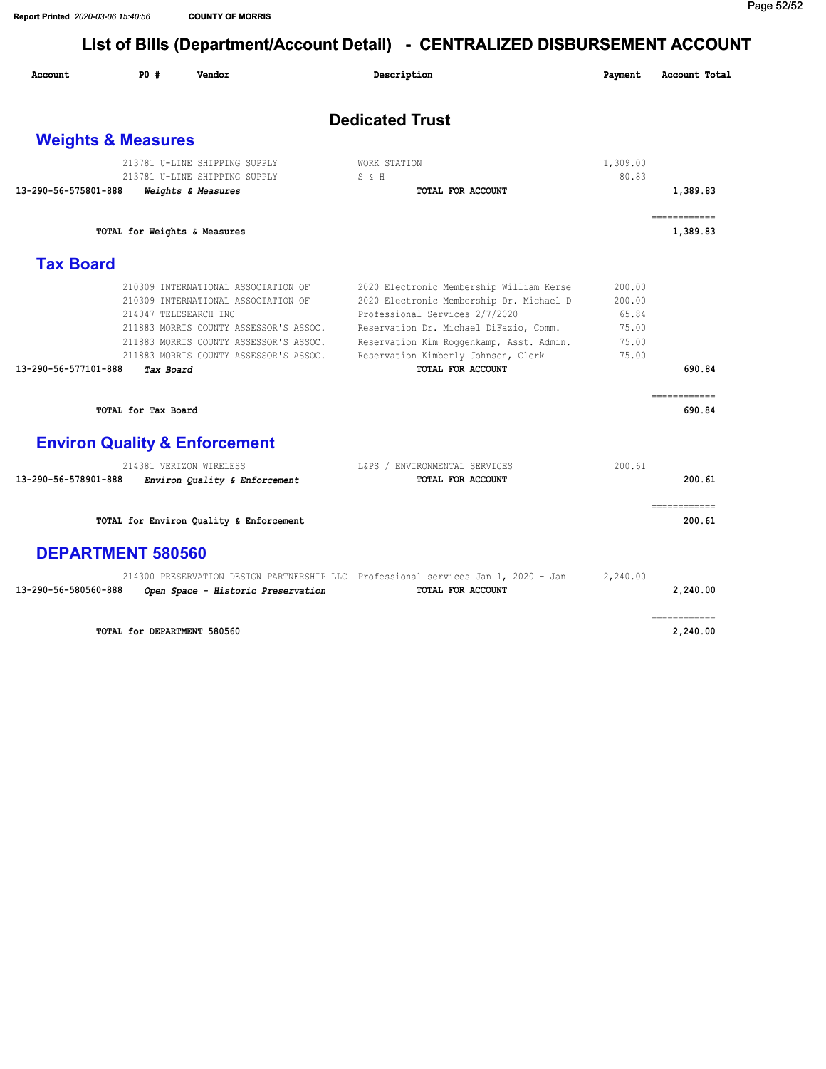# List of Bills (Department/Account Detail) - CENTRALIZED DISBURSEMENT ACCOUNT

## Dedicated Trust

### Weights & Measures

| Account | PO # | Vendor | Description | Payment | Account Total |
|---|---|---|---|---|---|
| | 213781 | U-LINE SHIPPING SUPPLY | WORK STATION | 1,309.00 | |
| | 213781 | U-LINE SHIPPING SUPPLY | S & H | 80.83 | |
| 13-290-56-575801-888 | | *Weights & Measures* | TOTAL FOR ACCOUNT | | 1,389.83 |
| | | TOTAL for Weights & Measures | | | 1,389.83 |

### Tax Board

| Account | PO # | Vendor | Description | Payment | Account Total |
|---|---|---|---|---|---|
| | 210309 | INTERNATIONAL ASSOCIATION OF | 2020 Electronic Membership William Kerse | 200.00 | |
| | 210309 | INTERNATIONAL ASSOCIATION OF | 2020 Electronic Membership Dr. Michael D | 200.00 | |
| | 214047 | TELESEARCH INC | Professional Services 2/7/2020 | 65.84 | |
| | 211883 | MORRIS COUNTY ASSESSOR'S ASSOC. | Reservation Dr. Michael DiFazio, Comm. | 75.00 | |
| | 211883 | MORRIS COUNTY ASSESSOR'S ASSOC. | Reservation Kim Roggenkamp, Asst. Admin. | 75.00 | |
| | 211883 | MORRIS COUNTY ASSESSOR'S ASSOC. | Reservation Kimberly Johnson, Clerk | 75.00 | |
| 13-290-56-577101-888 | | *Tax Board* | TOTAL FOR ACCOUNT | | 690.84 |
| | | TOTAL for Tax Board | | | 690.84 |

### Environ Quality & Enforcement

| Account | PO # | Vendor | Description | Payment | Account Total |
|---|---|---|---|---|---|
| | 214381 | VERIZON WIRELESS | L&PS / ENVIRONMENTAL SERVICES | 200.61 | |
| 13-290-56-578901-888 | | *Environ Quality & Enforcement* | TOTAL FOR ACCOUNT | | 200.61 |
| | | TOTAL for Environ Quality & Enforcement | | | 200.61 |

### DEPARTMENT 580560

| Account | PO # | Vendor | Description | Payment | Account Total |
|---|---|---|---|---|---|
| | 214300 | PRESERVATION DESIGN PARTNERSHIP LLC | Professional services Jan 1, 2020 - Jan | 2,240.00 | |
| 13-290-56-580560-888 | | *Open Space - Historic Preservation* | TOTAL FOR ACCOUNT | | 2,240.00 |
| | | TOTAL for DEPARTMENT 580560 | | | 2,240.00 |